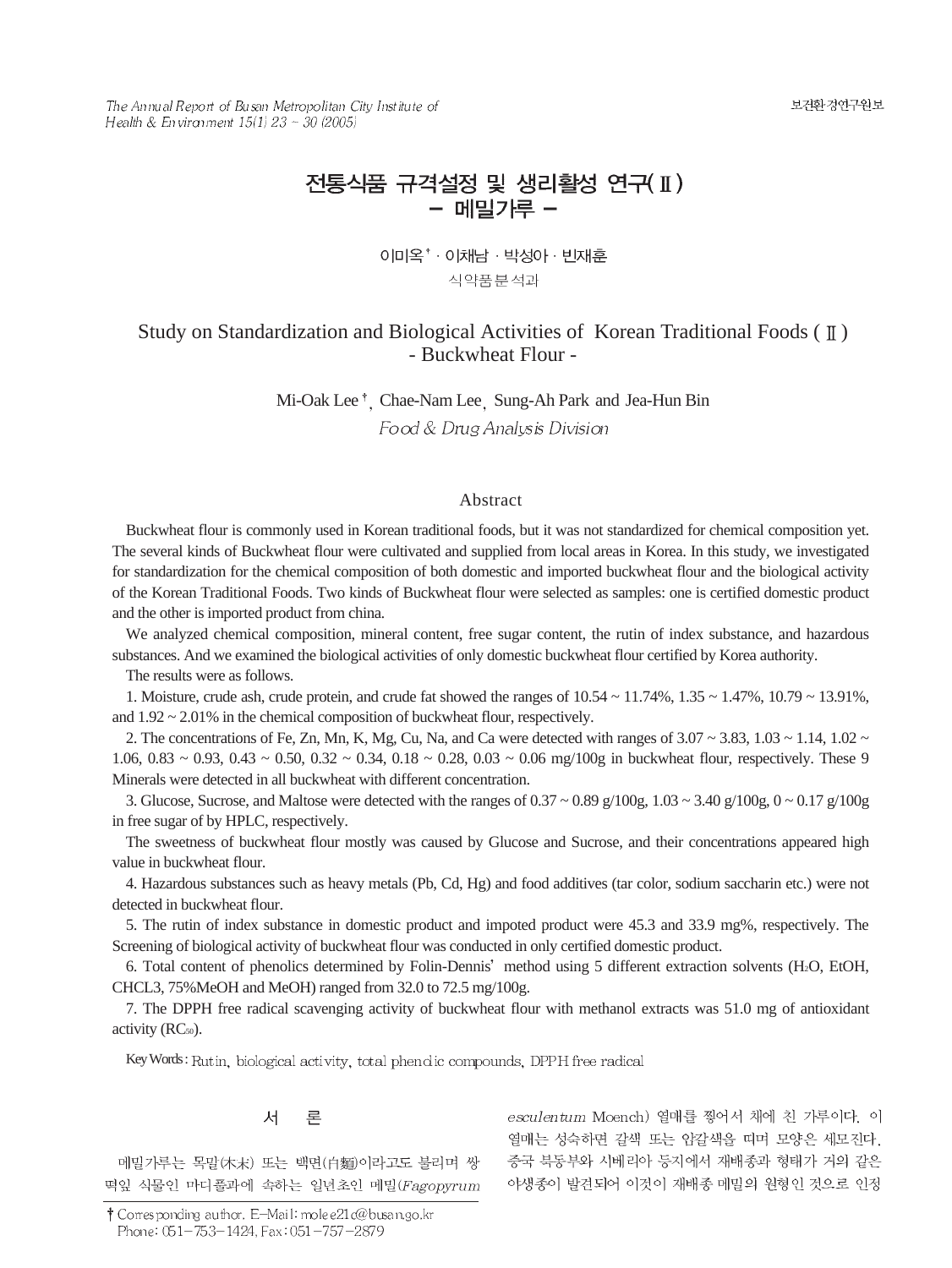# 전통식품 규격설정 및 생리활성 연구(Ⅱ)
## - 메밀가루 -

이미옥[†] · 이채남 · 박성아 · 빈재훈

식약품분석과

# Study on Standardization and Biological Activities of Korean Traditional Foods (Ⅱ)
## - Buckwheat Flour -

Mi-Oak Lee[†], Chae-Nam Lee, Sung-Ah Park and Jea-Hun Bin

*Food & Drug Analysis Division*

### Abstract

Buckwheat flour is commonly used in Korean traditional foods, but it was not standardized for chemical composition yet. The several kinds of Buckwheat flour were cultivated and supplied from local areas in Korea. In this study, we investigated for standardization for the chemical composition of both domestic and imported buckwheat flour and the biological activity of the Korean Traditional Foods. Two kinds of Buckwheat flour were selected as samples: one is certified domestic product and the other is imported product from china.

We analyzed chemical composition, mineral content, free sugar content, the rutin of index substance, and hazardous substances. And we examined the biological activities of only domestic buckwheat flour certified by Korea authority.

The results were as follows.

1. Moisture, crude ash, crude protein, and crude fat showed the ranges of 10.54 ~ 11.74%, 1.35 ~ 1.47%, 10.79 ~ 13.91%, and 1.92 ~ 2.01% in the chemical composition of buckwheat flour, respectively.

2. The concentrations of Fe, Zn, Mn, K, Mg, Cu, Na, and Ca were detected with ranges of 3.07 ~ 3.83, 1.03 ~ 1.14, 1.02 ~ 1.06, 0.83 ~ 0.93, 0.43 ~ 0.50, 0.32 ~ 0.34, 0.18 ~ 0.28, 0.03 ~ 0.06 mg/100g in buckwheat flour, respectively. These 9 Minerals were detected in all buckwheat with different concentration.

3. Glucose, Sucrose, and Maltose were detected with the ranges of 0.37 ~ 0.89 g/100g, 1.03 ~ 3.40 g/100g, 0 ~ 0.17 g/100g in free sugar of by HPLC, respectively.

The sweetness of buckwheat flour mostly was caused by Glucose and Sucrose, and their concentrations appeared high value in buckwheat flour.

4. Hazardous substances such as heavy metals (Pb, Cd, Hg) and food additives (tar color, sodium saccharin etc.) were not detected in buckwheat flour.

5. The rutin of index substance in domestic product and impoted product were 45.3 and 33.9 mg%, respectively. The Screening of biological activity of buckwheat flour was conducted in only certified domestic product.

6. Total content of phenolics determined by Folin-Dennis' method using 5 different extraction solvents ($H_2O$, EtOH, CHCL3, 75%MeOH and MeOH) ranged from 32.0 to 72.5 mg/100g.

7. The DPPH free radical scavenging activity of buckwheat flour with methanol extracts was 51.0 mg of antioxidant activity ($RC_{50}$).

Key Words : Rutin, biological activity, total phenolic compounds, DPPH free radical

## 서 론

메밀가루는 목말(木末) 또는 백면(白麵)이라고도 불리며 쌍떡잎 식물인 마디풀과에 속하는 일년초인 메밀(*Fagopyrum esculentum* Moench) 열매를 찧어서 체에 친 가루이다. 이 열매는 성숙하면 갈색 또는 암갈색을 띠며 모양은 세모진다. 중국 북동부와 시베리아 등지에서 재배종과 형태가 거의 같은 야생종이 발견되어 이것이 재배종 메밀의 원형인 것으로 인정

† Corresponding author. E-Mail: molee21c@busan.go.kr
Phone: 051-753-1424, Fax: 051-757-2879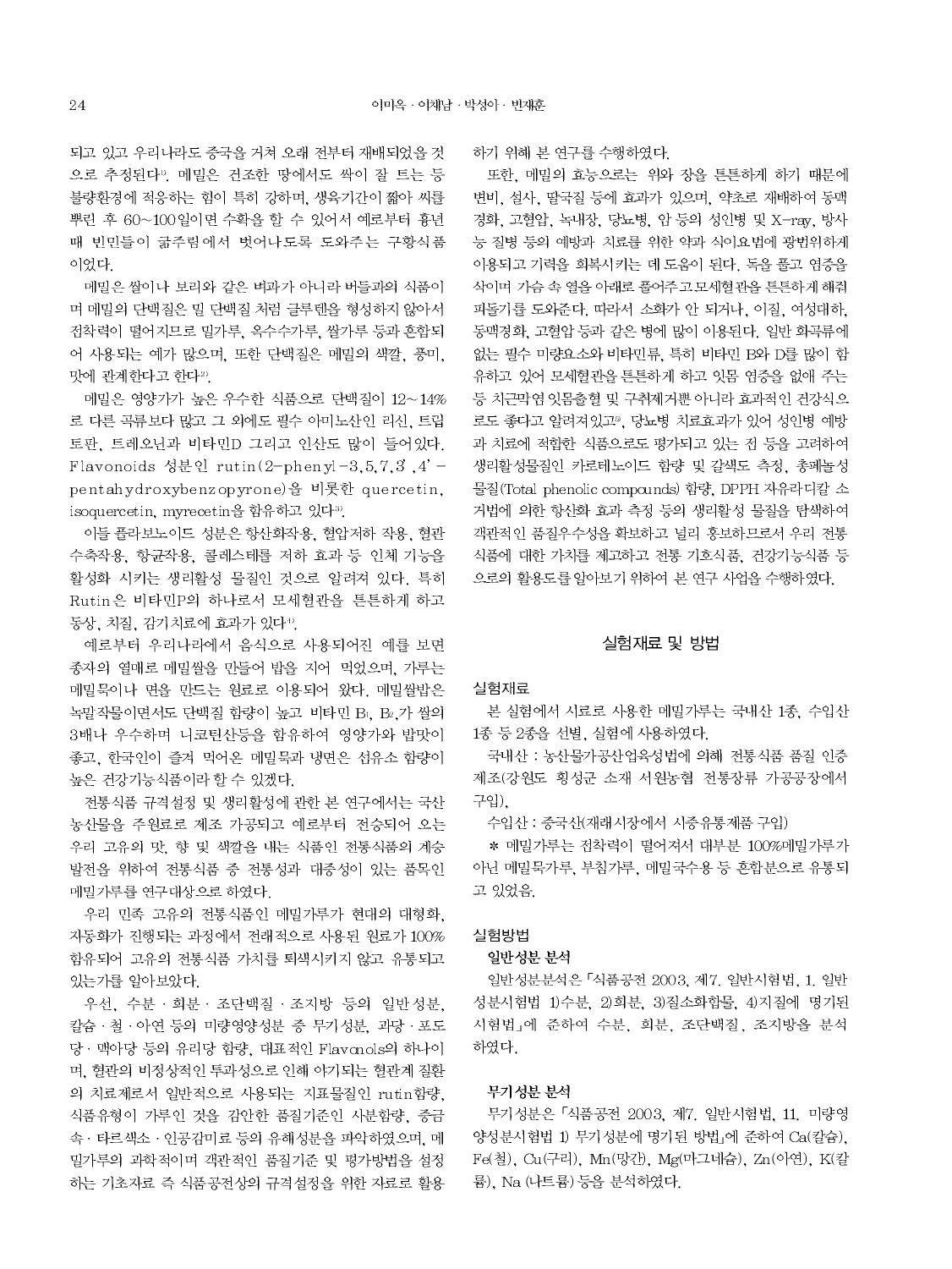되고 있고 우리나라도 중국을 거쳐 오래 전부터 재배되었을 것으로 추정된다[1]. 메밀은 건조한 땅에서도 싹이 잘 트는 등 불량환경에 적응하는 힘이 특히 강하며, 생육기간이 짧아 씨를 뿌린 후 60~100일이면 수확을 할 수 있어서 예로부터 흉년 때 빈민들이 굶주림에서 벗어나도록 도와주는 구황식품이었다.

메밀은 쌀이나 보리와 같은 벼과가 아니라 버들과의 식품이며 메밀의 단백질은 밀 단백질 처럼 글루텐을 형성하지 않아서 점착력이 떨어지므로 밀가루, 옥수수가루, 쌀가루 등과 혼합되어 사용되는 예가 많으며, 또한 단백질은 메밀의 색깔, 풍미, 맛에 관계한다고 한다[2].

메밀은 영양가가 높은 우수한 식품으로 단백질이 12~14%로 다른 곡류보다 많고 그 외에도 필수 아미노산인 리신, 트립토판, 트레오닌과 비타민D 그리고 인산도 많이 들어있다. Flavonoids 성분인 rutin(2-phenyl-3,5,7,3',4'-pentahydroxybenzopyrone)을 비롯한 quercetin, isoquercetin, myrecetin을 함유하고 있다[3].

이들 플라보노이드 성분은 항산화작용, 혈압저하 작용, 혈관수축작용, 항균작용, 콜레스테롤 저하 효과 등 인체 기능을 활성화 시키는 생리활성 물질인 것으로 알려져 있다. 특히 Rutin은 비타민P의 하나로서 모세혈관을 튼튼하게 하고 동상, 치질, 감기치료에 효과가 있다[4].

예로부터 우리나라에서 음식으로 사용되어진 예를 보면 종자의 열매로 메밀쌀을 만들어 밥을 지어 먹었으며, 가루는 메밀묵이나 면을 만드는 원료로 이용되어 왔다. 메밀쌀밥은 녹말작물이면서도 단백질 함량이 높고 비타민 $B_1$, $B_2$,가 쌀의 3배나 우수하며 니코틴산등을 함유하여 영양가와 밥맛이 좋고, 한국인이 즐겨 먹어온 메밀묵과 냉면은 섬유소 함량이 높은 건강기능식품이라 할 수 있겠다.

전통식품 규격설정 및 생리활성에 관한 본 연구에서는 국산 농산물을 주원료로 제조 가공되고 예로부터 전승되어 오는 우리 고유의 맛, 향 및 색깔을 내는 식품인 전통식품의 계승 발전을 위하여 전통식품 중 전통성과 대중성이 있는 품목인 메밀가루를 연구대상으로 하였다.

우리 민족 고유의 전통식품인 메밀가루가 현대의 대형화, 자동화가 진행되는 과정에서 전래적으로 사용된 원료가 100% 함유되어 고유의 전통식품 가치를 퇴색시키지 않고 유통되고 있는가를 알아보았다.

우선, 수분 · 회분 · 조단백질 · 조지방 등의 일반성분, 칼슘 · 철 · 아연 등의 미량영양성분 중 무기성분, 과당 · 포도당 · 맥아당 등의 유리당 함량, 대표적인 Flavonols의 하나이며, 혈관의 비정상적인 투과성으로 인해 야기되는 혈관계 질환의 치료제로서 일반적으로 사용되는 지표물질인 rutin함량, 식품유형이 가루인 것을 감안한 품질기준인 사분함량, 중금속 · 타르색소 · 인공감미료 등의 유해성분을 파악하였으며, 메밀가루의 과학적이며 객관적인 품질기준 및 평가방법을 설정하는 기초자료 즉 식품공전상의 규격설정을 위한 자료로 활용하기 위해 본 연구를 수행하였다.

또한, 메밀의 효능으로는 위와 장을 튼튼하게 하기 때문에 변비, 설사, 딸국질 등에 효과가 있으며, 약초로 재배하여 동맥경화, 고혈압, 녹내장, 당뇨병, 암 등의 성인병 및 X-ray, 방사능 질병 등의 예방과 치료를 위한 약과 식이요법에 광범위하게 이용되고 기력을 회복시키는 데 도움이 된다. 독을 풀고 염증을 삭이며 가슴 속 열을 아래로 풀어주고모세혈관을 튼튼하게 해줘 피돌기를 도와준다. 따라서 소화가 안 되거나, 이질, 여성대하, 동맥경화, 고혈압 등과 같은 병에 많이 이용된다. 일반 화곡류에 없는 필수 미량요소와 비타민류, 특히 비타민 B와 D를 많이 함유하고 있어 모세혈관을 튼튼하게 하고 잇몸 염증을 없애 주는 등 치근막염잇몸출혈 및 구취제거뿐 아니라 효과적인 건강식으로도 좋다고 알려져있고[5], 당뇨병 치료효과가 있어 성인병 예방과 치료에 적합한 식품으로도 평가되고 있는 점 등을 고려하여 생리활성물질인 카로테노이드 함량 및 갈색도 측정, 총페놀성 물질(Total phenolic compounds) 함량, DPPH 자유라디칼 소거법에 의한 항산화 효과 측정 등의 생리활성 물질을 탐색하여 객관적인 품질우수성을 확보하고 널리 홍보하므로서 우리 전통식품에 대한 가치를 제고하고 전통 기호식품, 건강기능식품 등으로의 활용도를 알아보기 위하여 본 연구 사업을 수행하였다.

## 실험재료 및 방법

### 실험재료

본 실험에서 시료로 사용한 메밀가루는 국내산 1종, 수입산 1종 등 2종을 선별, 실험에 사용하였다.

국내산 : 농산물가공산업육성법에 의해 전통식품 품질 인증 제조(강원도 횡성군 소재 서원농협 전통장류 가공공장에서 구입),

수입산 : 중국산(재래시장에서 시중유통제품 구입)

* 메밀가루는 점착력이 떨어져서 대부분 100%메밀가루가 아닌 메밀묵가루, 부침가루, 메밀국수용 등 혼합분으로 유통되고 있었음.

### 실험방법

#### 일반성분 분석

일반성분분석은 「식품공전 2003, 제7. 일반시험법, 1. 일반성분시험법 1)수분, 2)회분, 3)질소화합물, 4)지질에 명기된 시험법」에 준하여 수분, 회분, 조단백질, 조지방을 분석하였다.

#### 무기성분 분석

무기성분은 「식품공전 2003, 제7. 일반시험법, 11. 미량영양성분시험법 1) 무기성분에 명기된 방법」에 준하여 Ca(칼슘), Fe(철), Cu(구리), Mn(망간), Mg(마그네슘), Zn(아연), K(칼륨), Na (나트륨) 등을 분석하였다.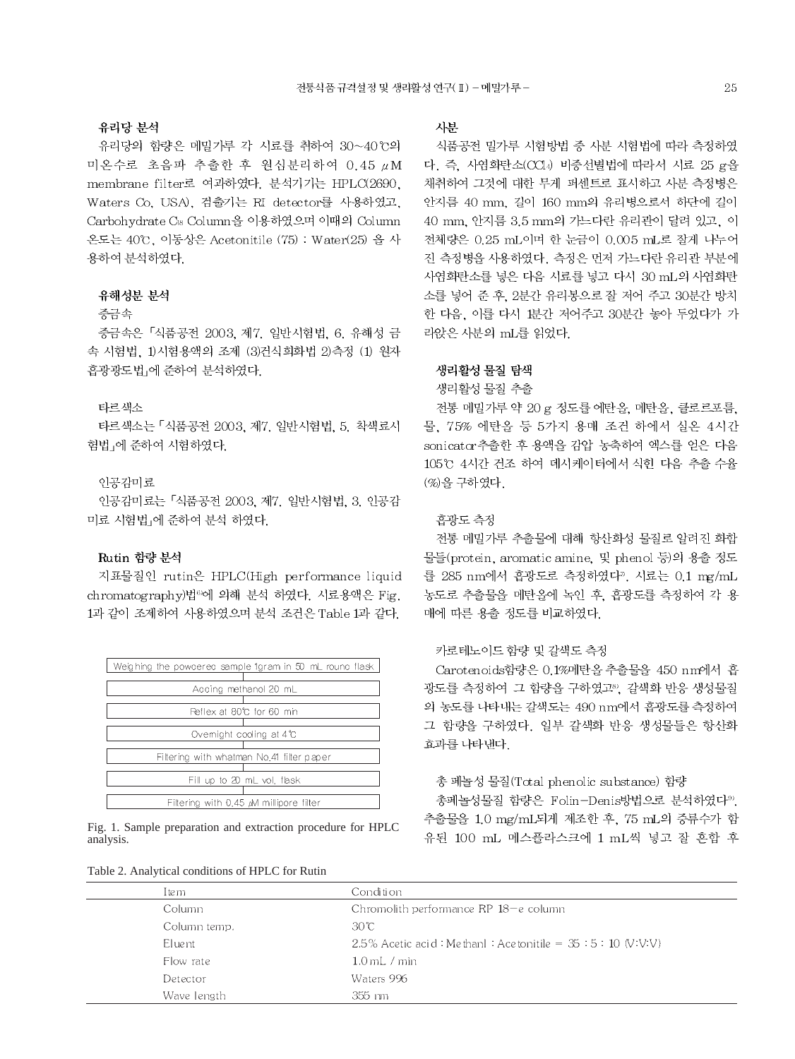### 유리당 분석

유리당의 함량은 메밀가루 각 시료를 취하여 30~40℃의 미온수로 초음파 추출한 후 원심분리하여 0.45 μM membrane filter로 여과하였다. 분석기기는 HPLC(2690, Waters Co, USA), 검출기는 RI detector를 사용하였고, Carbohydrate $C_{18}$ Column을 이용하였으며 이때의 Column 온도는 40℃, 이동상은 Acetonitile (75) : Water(25) 을 사용하여 분석하였다.

### 유해성분 분석

중금속

중금속은 「식품공전 2003, 제7. 일반시험법, 6. 유해성 금속 시험법, 1)시험용액의 조제 (3)건식회화법 2)측정 (1) 원자흡광광도법」에 준하여 분석하였다.

타르색소

타르색소는 「식품공전 2003, 제7. 일반시험법, 5. 착색료시험법」에 준하여 시험하였다.

인공감미료

인공감미료는 「식품공전 2003, 제7. 일반시험법, 3. 인공감미료 시험법」에 준하여 분석 하였다.

### Rutin 함량 분석

지표물질인 rutin은 HPLC(High performance liquid chromatography)법[6]에 의해 분석 하였다. 시료용액은 Fig. 1과 같이 조제하여 사용하였으며 분석 조건은 Table 1과 같다.

Weighing the powdered sample 1gram in 50 mL round flask
↓
Adding methanol 20 mL
↓
Reflex at 80℃ for 60 min
↓
Overnight cooling at 4℃
↓
Filtering with whatman No.41 filter paper
↓
Fill up to 20 mL vol. flask
↓
Filtering with 0.45 μM millipore filter

Fig. 1. Sample preparation and extraction procedure for HPLC analysis.

### 사분

식품공전 밀가루 시험방법 중 사분 시험법에 따라 측정하였다. 즉, 사염화탄소($CCl_4$) 비중선별법에 따라서 시료 25 g을 채취하여 그것에 대한 무게 퍼센트로 표시하고 사분 측정병은 안지름 40 mm, 길이 160 mm의 유리병으로서 하단에 길이 40 mm, 안지름 3.5 mm의 가느다란 유리관이 달려 있고, 이 전체량은 0.25 mL이며 한 눈금이 0.005 mL로 잘게 나누어진 측정병을 사용하였다. 측정은 먼저 가느다란 유리관 부분에 사염화탄소를 넣은 다음 시료를 넣고 다시 30 mL의 사염화탄소를 넣어 준 후, 2분간 유리봉으로 잘 저어 주고 30분간 방치한 다음, 이를 다시 1분간 저어주고 30분간 놓아 두었다가 가라앉은 사분의 mL를 읽었다.

### 생리활성 물질 탐색

생리활성 물질 추출

전통 메밀가루 약 20 g 정도를 에탄올, 메탄올, 클로르포름, 물, 75% 에탄올 등 5가지 용매 조건 하에서 실온 4시간 sonicator추출한 후 용액을 감압 농축하여 엑스를 얻은 다음 105℃ 4시간 건조 하여 데시케이터에서 식힌 다음 추출 수율(%)을 구하였다.

흡광도 측정

전통 메밀가루 추출물에 대해 항산화성 물질로 알려진 화합물들(protein, aromatic amine, 및 phenol 등)의 용출 정도를 285 nm에서 흡광도로 측정하였다[7]. 시료는 0.1 mg/mL 농도로 추출물을 메탄올에 녹인 후, 흡광도를 측정하여 각 용매에 따른 용출 정도를 비교하였다.

카로테노이드 함량 및 갈색도 측정

Carotenoids함량은 0.1%메탄올 추출물을 450 nm에서 흡광도를 측정하여 그 함량을 구하였고[8], 갈색화 반응 생성물질의 농도를 나타내는 갈색도는 490 nm에서 흡광도를 측정하여 그 함량을 구하였다. 일부 갈색화 반응 생성물들은 항산화 효과를 나타낸다.

총 페놀성 물질(Total phenolic substance) 함량

총페놀성물질 함량은 Folin-Denis방법으로 분석하였다[9]. 추출물을 1.0 mg/mL되게 제조한 후, 75 mL의 증류수가 함유된 100 mL 메스플라스크에 1 mL씩 넣고 잘 혼합 후

Table 2. Analytical conditions of HPLC for Rutin

| Item | Condition |
|---|---|
| Column | Chromolith performance RP 18-e column |
| Column temp. | 30℃ |
| Eluent | 2.5% Acetic acid : Methanl : Acetonitile = 35 : 5 : 10 (V:V:V) |
| Flow rate | 1.0 mL / min |
| Detector | Waters 996 |
| Wave length | 355 nm |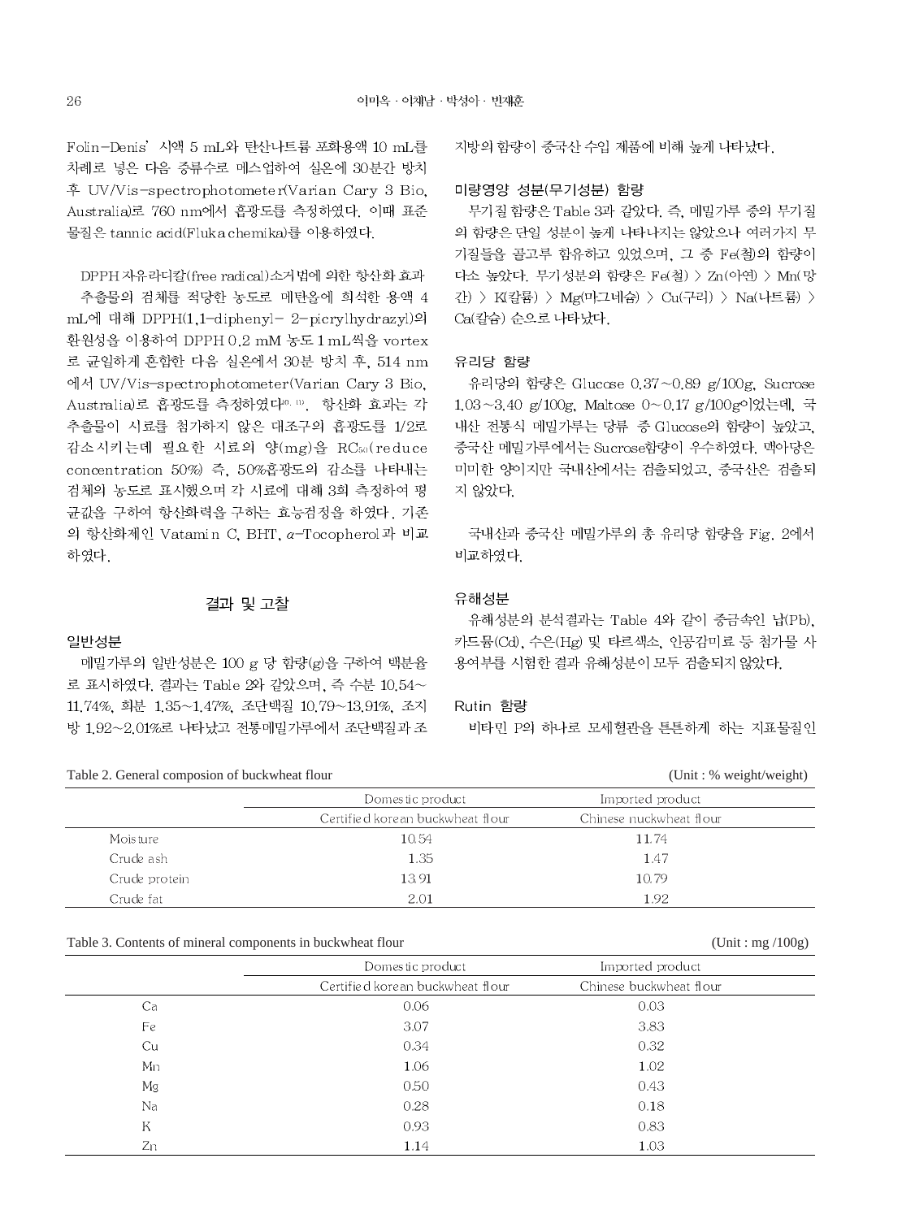Folin-Denis' 시액 5 mL와 탄산나트륨 포화용액 10 mL를 차례로 넣은 다음 증류수로 메스업하여 실온에 30분간 방치 후 UV/Vis-spectrophotometer(Varian Cary 3 Bio, Australia)로 760 nm에서 흡광도를 측정하였다. 이때 표준 물질은 tannic acid(Fluka chemika)를 이용하였다.

DPPH 자유라디칼(free radical)소거법에 의한 항산화 효과

추출물의 검체를 적당한 농도로 메탄올에 희석한 용액 4 mL에 대해 DPPH(1,1-diphenyl- 2-picrylhydrazyl)의 환원성을 이용하여 DPPH 0.2 mM 농도 1 mL씩을 vortex로 균일하게 혼합한 다음 실온에서 30분 방치 후, 514 nm에서 UV/Vis-spectrophotometer(Varian Cary 3 Bio, Australia)로 흡광도를 측정하였다[10, 11]. 항산화 효과는 각 추출물이 시료를 첨가하지 않은 대조구의 흡광도를 1/2로 감소시키는데 필요한 시료의 양(mg)을 $RC_{50}$(reduce concentration 50%) 즉, 50%흡광도의 감소를 나타내는 검체의 농도로 표시했으며 각 시료에 대해 3회 측정하여 평균값을 구하여 항산화력을 구하는 효능검정을 하였다. 기존의 항산화제인 Vatamin C, BHT, $\alpha$-Tocopherol과 비교하였다.

## 결과 및 고찰

### 일반성분

메밀가루의 일반성분은 100 g 당 함량(g)을 구하여 백분율로 표시하였다. 결과는 Table 2와 같았으며, 즉 수분 10.54~11.74%, 회분 1.35~1.47%, 조단백질 10.79~13.91%, 조지방 1.92~2.01%로 나타났고 전통메밀가루에서 조단백질과 조지방의 함량이 중국산 수입 제품에 비해 높게 나타났다.

### 미량영양 성분(무기성분) 함량

무기질 함량은 Table 3과 같았다. 즉, 메밀가루 중의 무기질의 함량은 단일 성분이 높게 나타나지는 않았으나 여러가지 무기질들을 골고루 함유하고 있었으며, 그 중 Fe(철)의 함량이 다소 높았다. 무기성분의 함량은 Fe(철) 〉 Zn(아연) 〉 Mn(망간) 〉 K(칼륨) 〉 Mg(마그네슘) 〉 Cu(구리) 〉 Na(나트륨) 〉 Ca(칼슘) 순으로 나타났다.

### 유리당 함량

유리당의 함량은 Glucose 0.37~0.89 g/100g, Sucrose 1.03~3.40 g/100g, Maltose 0~0.17 g/100g이었는데, 국내산 전통식 메밀가루는 당류 중 Glucose의 함량이 높았고, 중국산 메밀가루에서는 Sucrose함량이 우수하였다. 맥아당은 미미한 양이지만 국내산에서는 검출되었고, 중국산은 검출되지 않았다.

국내산과 중국산 메밀가루의 총 유리당 함량을 Fig. 2에서 비교하였다.

### 유해성분

유해성분의 분석결과는 Table 4와 같이 중금속인 납(Pb), 카드뮴(Cd), 수은(Hg) 및 타르색소, 인공감미료 등 첨가물 사용여부를 시험한 결과 유해성분이 모두 검출되지 않았다.

### Rutin 함량

비타민 P의 하나로 모세혈관을 튼튼하게 하는 지표물질인

Table 2. General composion of buckwheat flour (Unit : % weight/weight)

| | Domestic product | Imported product |
|---|---|---|
| | Certified korean buckwheat flour | Chinese nuckwheat flour |
| Moisture | 10.54 | 11.74 |
| Crude ash | 1.35 | 1.47 |
| Crude protein | 13.91 | 10.79 |
| Crude fat | 2.01 | 1.92 |

Table 3. Contents of mineral components in buckwheat flour (Unit : mg /100g)

| | Domestic product | Imported product |
|---|---|---|
| | Certified korean buckwheat flour | Chinese buckwheat flour |
| Ca | 0.06 | 0.03 |
| Fe | 3.07 | 3.83 |
| Cu | 0.34 | 0.32 |
| Mn | 1.06 | 1.02 |
| Mg | 0.50 | 0.43 |
| Na | 0.28 | 0.18 |
| K | 0.93 | 0.83 |
| Zn | 1.14 | 1.03 |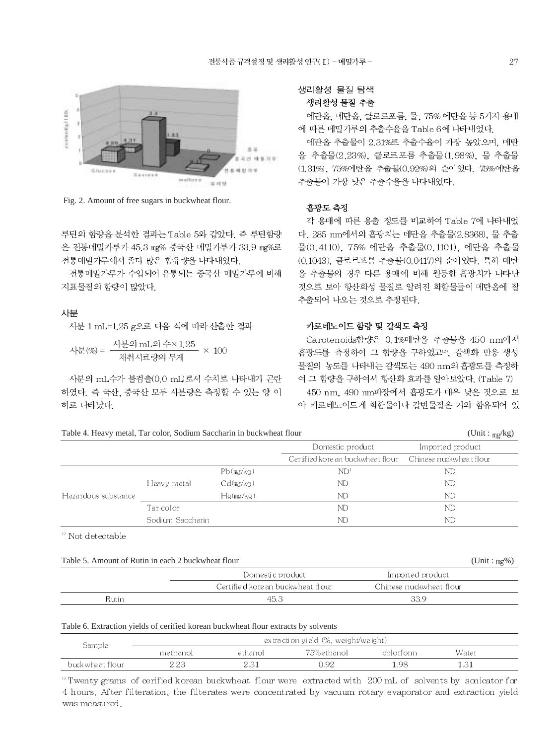Fig. 2. Amount of free sugars in buckwheat flour.

루틴의 함량을 분석한 결과는 Table 5와 같았다. 즉 루틴함량은 전통메밀가루가 45.3 ㎎% 중국산 메밀가루가 33.9 ㎎%로 전통메밀가루에서 좀더 많은 함유량을 나타내었다.

전통메밀가루가 수입되어 유통되는 중국산 메밀가루에 비해 지표물질의 함량이 많았다.

## 사분

사분 1 mL=1.25 g으로 다음 식에 따라 산출한 결과

$$사분(\%) = \frac{사분의\ mL의\ 수 \times 1.25}{채취시료량의\ 무게} \times 100$$

사분의 mL수가 불검출(0.0 mL)로서 수치로 나타내기 곤란하였다. 즉 국산, 중국산 모두 사분량은 측정할 수 있는 양 이하로 나타났다.

## 생리활성 물질 탐색

### 생리활성 물질 추출

에탄올, 메탄올, 클로로포름, 물, 75% 에탄올 등 5가지 용매에 따른 메밀가루의 추출수율을 Table 6에 나타내었다.

에탄올 추출물이 2.31%로 추출수율이 가장 높았으며, 메탄올 추출물(2.23%), 클로로포름 추출물(1.98%), 물 추출물(1.31%), 75%에탄올 추출물(0.92%)의 순이었다. 75%에탄올 추출물이 가장 낮은 추출수율을 나타내었다.

### 흡광도 측정

각 용매에 따른 용출 정도를 비교하여 Table 7에 나타내었다. 285 nm에서의 흡광치는 메탄올 추출물(2.8368), 물 추출물(0.4110), 75% 에탄올 추출물(0.1101), 에탄올 추출물(0.1043), 클로로포름 추출물(0.0417)의 순이었다. 특히 메탄올 추출물의 경우 다른 용매에 비해 월등한 흡광치가 나타난 것으로 보아 항산화성 물질로 알려진 화합물들이 메탄올에 잘 추출되어 나오는 것으로 추정된다.

### 카로테노이드 함량 및 갈색도 측정

Carotenoids함량은 0.1%메탄올 추출물을 450 nm에서 흡광도를 측정하여 그 함량을 구하였고[22], 갈색화 반응 생성물질의 농도를 나타내는 갈색도는 490 nm의 흡광도를 측정하여 그 함량을 구하여서 항산화 효과를 알아보았다. (Table 7)

450 nm, 490 nm파장에서 흡광도가 매우 낮은 것으로 보아 카로테노이드계 화합물이나 갈변물질은 거의 함유되어 있

Table 4. Heavy metal, Tar color, Sodium Saccharin in buckwheat flour (Unit : ㎎/kg)

| | | | Domestic product | Imported product |
|---|---|---|---|---|
| | | | Certified korean buckwheat flour | Chinese nuckwheat flour |
| Hazardous substance | Heavy metal | Pb(㎎/kg) | ND[1] | ND |
| | | Cd(㎎/kg) | ND | ND |
| | | Hg(㎎/kg) | ND | ND |
| | Tar color | | ND | ND |
| | Sodium Saccharin | | ND | ND |

[1] Not detectable

Table 5. Amount of Rutin in each 2 buckwheat flour (Unit : ㎎%)

| | Domestic product | Imported product |
|---|---|---|
| | Certified korean buckwheat flour | Chinese nuckwheat flour |
| Rutin | 45.3 | 33.9 |

Table 6. Extraction yields of cerified korean buckwheat flour extracts by solvents

| Sample | extraction yield (%, weight/weight)[1] | | | | |
|---|---|---|---|---|---|
| | methanol | ethanol | 75%ethanol | chlorform | Water |
| buckwheat flour | 2.23 | 2.31 | 0.92 | 1.98 | 1.31 |

[1] Twenty grams of cerified korean buckwheat flour were extracted with 200 mL of solvents by sonicator for 4 hours. After filteration, the filterates were concentrated by vacuum rotary evaporator and extraction yield was measured.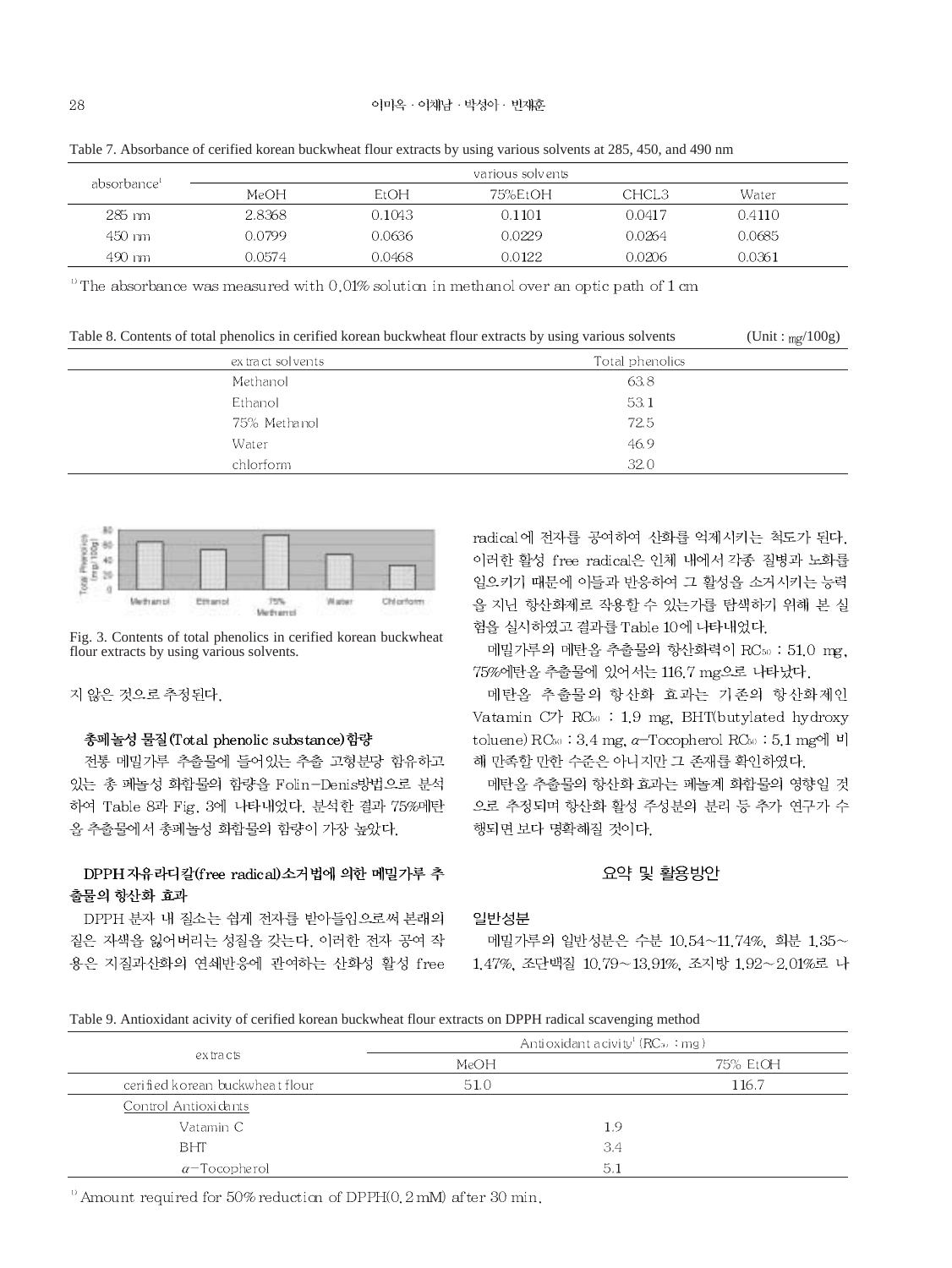Table 7. Absorbance of cerified korean buckwheat flour extracts by using various solvents at 285, 450, and 490 nm

| absorbance[1] | various solvents | | | | |
|---|---|---|---|---|---|
| | MeOH | EtOH | 75%EtOH | CHCL3 | Water |
| 285 nm | 2.8368 | 0.1043 | 0.1101 | 0.0417 | 0.4110 |
| 450 nm | 0.0799 | 0.0636 | 0.0229 | 0.0264 | 0.0685 |
| 490 nm | 0.0574 | 0.0468 | 0.0122 | 0.0206 | 0.0361 |

[1] The absorbance was measured with 0.01% solution in methanol over an optic path of 1 cm

Table 8. Contents of total phenolics in cerified korean buckwheat flour extracts by using various solvents (Unit : mg/100g)

| extract solvents | Total phenolics |
|---|---|
| Methanol | 63.8 |
| Ethanol | 53.1 |
| 75% Methanol | 72.5 |
| Water | 46.9 |
| chlorform | 32.0 |

Fig. 3. Contents of total phenolics in cerified korean buckwheat flour extracts by using various solvents.

지 않은 것으로 추정된다.

### 총페놀성 물질(Total phenolic substance)함량

전통 메밀가루 추출물에 들어있는 추출 고형분당 함유하고 있는 총 페놀성 화합물의 함량을 Folin-Denis방법으로 분석하여 Table 8과 Fig. 3에 나타내었다. 분석한 결과 75%에탄올 추출물에서 총페놀성 화합물의 함량이 가장 높았다.

### DPPH 자유라디칼(free radical)소거법에 의한 메밀가루 추출물의 항산화 효과

DPPH 분자 내 질소는 쉽게 전자를 받아들임으로써 본래의 짙은 자색을 잃어버리는 성질을 갖는다. 이러한 전자 공여 작용은 지질과산화의 연쇄반응에 관여하는 산화성 활성 free radical에 전자를 공여하여 산화를 억제시키는 척도가 된다. 이러한 활성 free radical은 인체 내에서 각종 질병과 노화를 일으키기 때문에 이들과 반응하여 그 활성을 소거시키는 능력을 지닌 항산화제로 작용할 수 있는가를 탐색하기 위해 본 실험을 실시하였고 결과를 Table 10에 나타내었다.

메밀가루의 메탄올 추출물의 항산화력이 $RC_{50}$ : 51.0 mg, 75%에탄올 추출물에 있어서는 116.7 mg으로 나타났다.

메탄올 추출물의 항산화 효과는 기존의 항산화제인 Vatamin C가 $RC_{50}$ : 1.9 mg, BHT(butylated hydroxy toluene) $RC_{50}$ : 3.4 mg, $\alpha$-Tocopherol $RC_{50}$ : 5.1 mg에 비해 만족할 만한 수준은 아니지만 그 존재를 확인하였다.

메탄올 추출물의 항산화 효과는 페놀계 화합물의 영향일 것으로 추정되며 항산화 활성 주성분의 분리 등 추가 연구가 수행되면 보다 명확해질 것이다.

## 요약 및 활용방안

### 일반성분

메밀가루의 일반성분은 수분 10.54~11.74%, 회분 1.35~1.47%, 조단백질 10.79~13.91%, 조지방 1.92~2.01%로 나

Table 9. Antioxidant acivity of cerified korean buckwheat flour extracts on DPPH radical scavenging method

| extracts | Antioxidant acivity[1] ($RC_{50}$ : mg) | |
|---|---|---|
| | MeOH | 75% EtOH |
| cerified korean buckwheat flour | 51.0 | 116.7 |
| Control Antioxidants | | |
| Vatamin C | 1.9 | |
| BHT | 3.4 | |
| $\alpha$-Tocopherol | 5.1 | |

[1] Amount required for 50% reduction of DPPH(0.2 mM) after 30 min.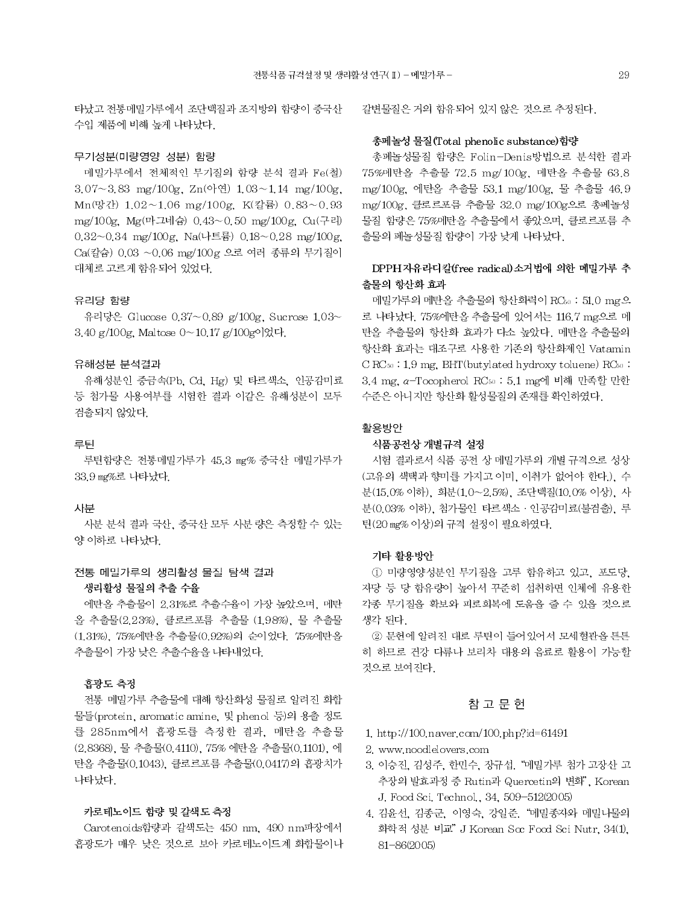타났고 전통메밀가루에서 조단백질과 조지방의 함량이 중국산 수입 제품에 비해 높게 나타났다.

### 무기성분(미량영양 성분) 함량

메밀가루에서 전체적인 무기질의 함량 분석 결과 Fe(철) 3.07~3.83 mg/100g, Zn(아연) 1.03~1.14 mg/100g, Mn(망간) 1.02~1.06 mg/100g, K(칼륨) 0.83~0.93 mg/100g, Mg(마그네슘) 0.43~0.50 mg/100g, Cu(구리) 0.32~0.34 mg/100g, Na(나트륨) 0.18~0.28 mg/100g, Ca(칼슘) 0.03 ~0.06 mg/100g 으로 여러 종류의 무기질이 대체로 고르게 함유되어 있었다.

### 유리당 함량

유리당은 Glucose 0.37~0.89 g/100g, Sucrose 1.03~3.40 g/100g, Maltose 0~10.17 g/100g이었다.

### 유해성분 분석결과

유해성분인 중금속(Pb, Cd, Hg) 및 타르색소, 인공감미료 등 첨가물 사용여부를 시험한 결과 이같은 유해성분이 모두 검출되지 않았다.

### 루틴

루틴함량은 전통메밀가루가 45.3 ㎎% 중국산 메밀가루가 33.9 ㎎%로 나타났다.

### 사분

사분 분석 결과 국산, 중국산 모두 사분 량은 측정할 수 있는 양 이하로 나타났다.

### 전통 메밀가루의 생리활성 물질 탐색 결과

#### 생리활성 물질의 추출 수율

에탄올 추출물이 2.31%로 추출수율이 가장 높았으며, 메탄올 추출물(2.23%), 클로로포름 추출물 (1.98%), 물 추출물 (1.31%), 75%에탄올 추출물(0.92%)의 순이었다. 75%에탄올 추출물이 가장 낮은 추출수율을 나타내었다.

#### 흡광도 측정

전통 메밀가루 추출물에 대해 항산화성 물질로 알려진 화합물들(protein, aromatic amine, 및 phenol 등)의 용출 정도를 285nm에서 흡광도를 측정한 결과, 메탄올 추출물 (2.8368), 물 추출물(0.4110), 75% 에탄올 추출물(0.1101), 에탄올 추출물(0.1043), 클로로포름 추출물(0.0417)의 흡광치가 나타났다.

#### 카로테노이드 함량 및 갈색도 측정

Carotenoids함량과 갈색도는 450 nm, 490 nm파장에서 흡광도가 매우 낮은 것으로 보아 카로테노이드계 화합물이나 갈변물질은 거의 함유되어 있지 않은 것으로 추정된다.

#### 총페놀성 물질(Total phenolic substance)함량

총페놀성물질 함량은 Folin-Denis방법으로 분석한 결과 75%메탄올 추출물 72.5 mg/100g, 메탄올 추출물 63.8 mg/100g, 에탄올 추출물 53.1 mg/100g, 물 추출물 46.9 mg/100g, 클로로포름 추출물 32.0 mg/100g으로 총페놀성 물질 함량은 75%메탄올 추출물에서 좋았으며, 클로로포름 추출물의 페놀성물질 함량이 가장 낮게 나타났다.

#### DPPH 자유라디칼(free radical)소거법에 의한 메밀가루 추출물의 항산화 효과

메밀가루의 메탄올 추출물의 항산화력이 $RC_{50}$ : 51.0 mg으로 나타났다. 75%에탄올 추출물에 있어서는 116.7 mg으로 메탄올 추출물의 항산화 효과가 다소 높았다. 메탄올 추출물의 항산화 효과는 대조구로 사용한 기존의 항산화제인 Vatamin C $RC_{50}$ : 1.9 mg, BHT(butylated hydroxy toluene) $RC_{50}$ : 3.4 mg, $\alpha$-Tocopherol $RC_{50}$ : 5.1 mg에 비해 만족할 만한 수준은 아니지만 항산화 활성물질의 존재를 확인하였다.

### 활용방안

#### 식품공전상 개별규격 설정

시험 결과로서 식품 공전 상 메밀가루의 개별 규격으로 성상 (고유의 색택과 향미를 가지고 이미, 이취가 없어야 한다.), 수분(15.0% 이하), 회분(1.0~2.5%), 조단백질(10.0% 이상), 사분(0.03% 이하), 첨가물인 타르색소 · 인공감미료(불검출), 루틴(20 ㎎% 이상)의 규격 설정이 필요하였다.

#### 기타 활용방안

① 미량영양성분인 무기질을 고루 함유하고 있고, 포도당, 자당 등 당 함유량이 높아서 꾸준히 섭취하면 인체에 유용한 각종 무기질을 확보와 피로회복에 도움을 줄 수 있을 것으로 생각 된다.

② 문헌에 알려진 대로 루틴이 들어있어서 모세혈관을 튼튼히 하므로 건강 다류나 보리차 대용의 음료로 활용이 가능할 것으로 보여진다.

## 참 고 문 헌

1. http://100.naver.com/100.php?id=61491
2. www.noodlelovers.com
3. 이승진, 김성주, 한민수, 장규섭. "메밀가루 첨가 고장산 고추장의 발효과정 중 Rutin과 Quercetin의 변화", Korean J. Food Sci. Technol., 34, 509-512(2005)
4. 김윤선, 김종군, 이영숙, 강일준. "메밀종자와 메밀나물의 화학적 성분 비교" J Korean Soc Food Sci Nutr, 34(1), 81-86(2005)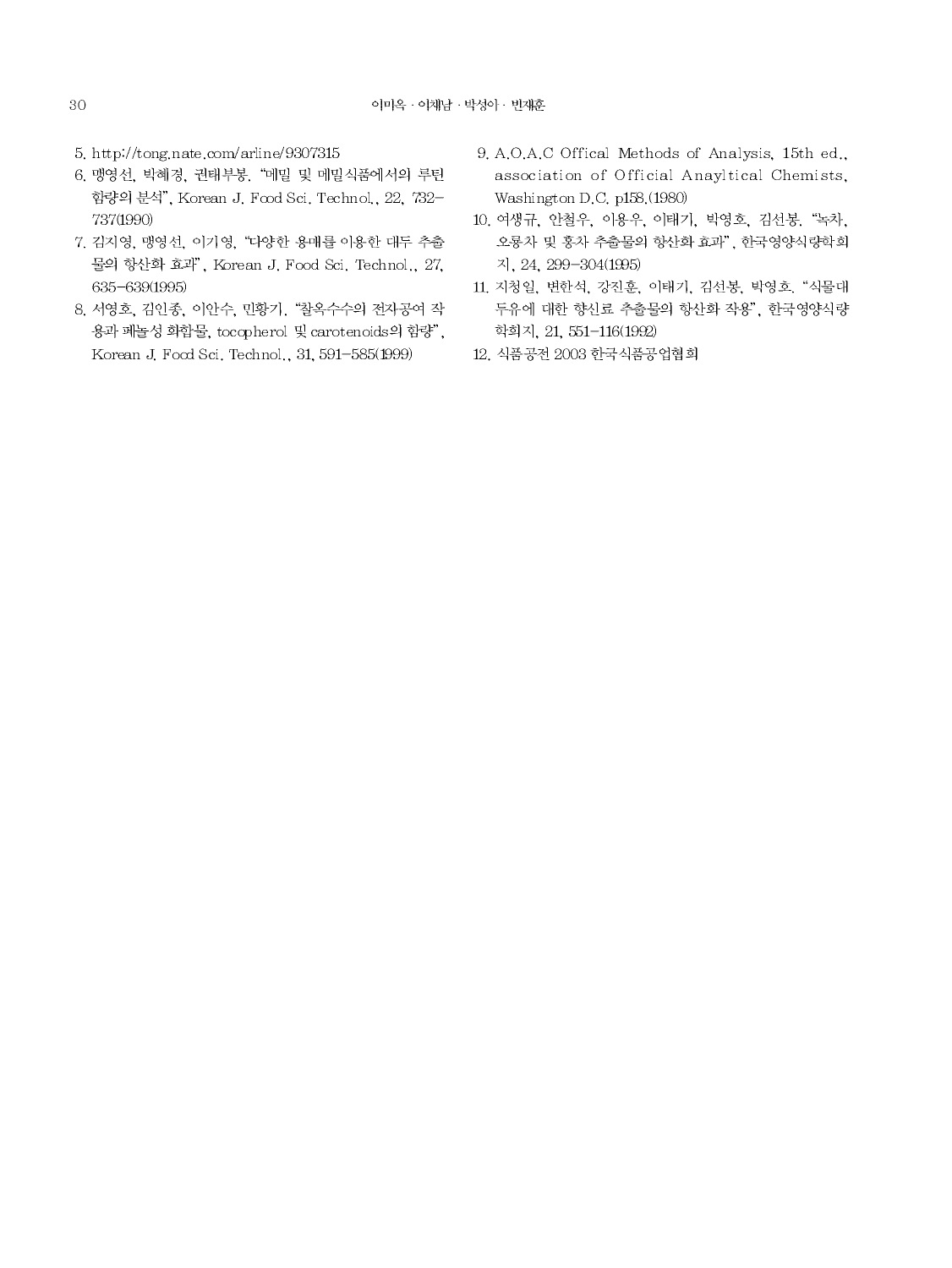5. http://tong.nate.com/arline/9307315
6. 맹영선, 박혜경, 권태부봉. "메밀 및 메밀식품에서의 루틴 함량의 분석", Korean J. Food Sci. Technol., 22, 732-737(1990)
7. 김지영, 맹영선, 이기영, "다양한 용매를 이용한 대두 추출물의 항산화 효과", Korean J. Food Sci. Technol., 27, 635-639(1995)
8. 서영호, 김인종, 이안수, 민황기. "찰옥수수의 전자공여 작용과 페놀성 화합물, tocopherol 및 carotenoids의 함량", Korean J. Food Sci. Technol., 31, 591-585(1999)
9. A.O.A.C Offical Methods of Analysis, 15th ed., association of Official Anayltical Chemists, Washington D.C. p158.(1980)
10. 여생규, 안철우, 이용우, 이태기, 박영호, 김선봉. "녹차, 오룡차 및 홍차 추출물의 항산화 효과", 한국영양식량학회지, 24, 299-304(1995)
11. 지청일, 변한석, 강진훈, 이태기, 김선봉, 박영호. "식물대두유에 대한 향신료 추출물의 항산화 작용", 한국영양식량학회지, 21, 551-116(1992)
12. 식품공전 2003 한국식품공업협회